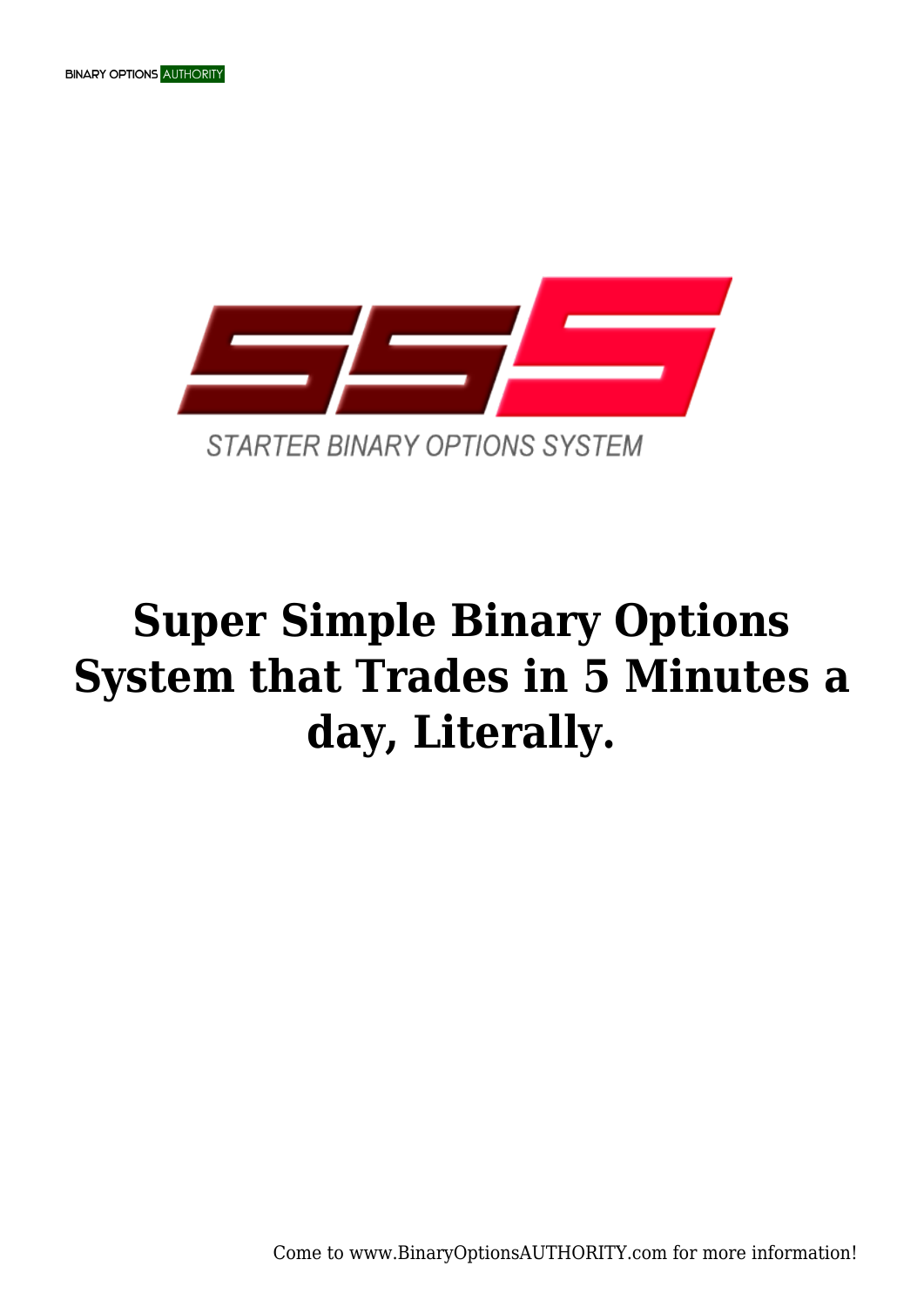SSS

STARTER BINARY OPTIONS SYSTEM

# Super Simple Binary Options System that Trades in 5 Minutes a day, Literally.

Come to www.BinaryOptionsAUTHORITY.com for more information!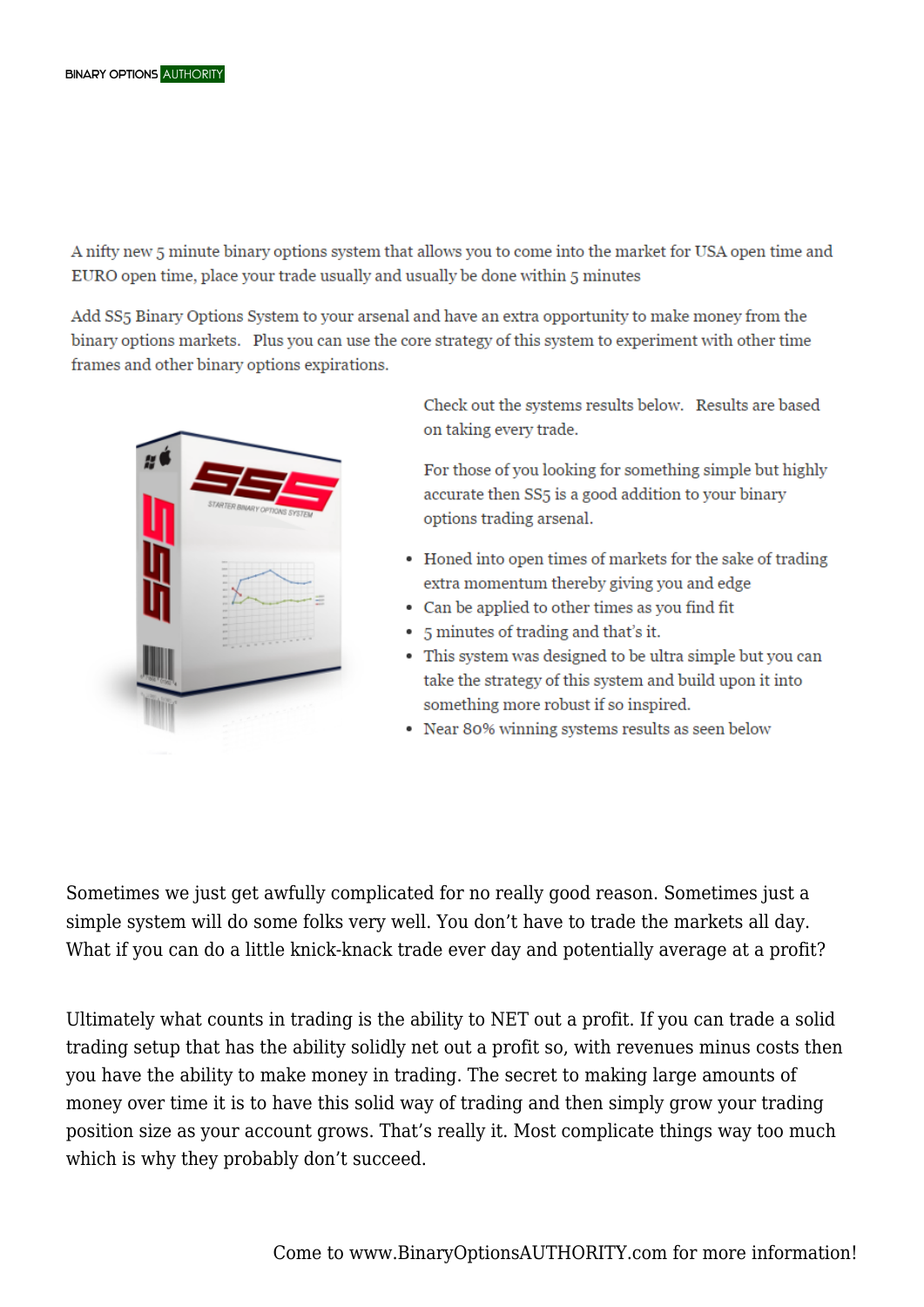A nifty new 5 minute binary options system that allows you to come into the market for USA open time and EURO open time, place your trade usually and usually be done within 5 minutes

Add SS5 Binary Options System to your arsenal and have an extra opportunity to make money from the binary options markets. Plus you can use the core strategy of this system to experiment with other time frames and other binary options expirations.

Check out the systems results below. Results are based on taking every trade.

For those of you looking for something simple but highly accurate then SS5 is a good addition to your binary options trading arsenal.

- Honed into open times of markets for the sake of trading extra momentum thereby giving you and edge
- Can be applied to other times as you find fit
- 5 minutes of trading and that's it.
- This system was designed to be ultra simple but you can take the strategy of this system and build upon it into something more robust if so inspired.
- Near 80% winning systems results as seen below

Sometimes we just get awfully complicated for no really good reason. Sometimes just a simple system will do some folks very well. You don't have to trade the markets all day. What if you can do a little knick-knack trade ever day and potentially average at a profit?

Ultimately what counts in trading is the ability to NET out a profit. If you can trade a solid trading setup that has the ability solidly net out a profit so, with revenues minus costs then you have the ability to make money in trading. The secret to making large amounts of money over time it is to have this solid way of trading and then simply grow your trading position size as your account grows. That's really it. Most complicate things way too much which is why they probably don't succeed.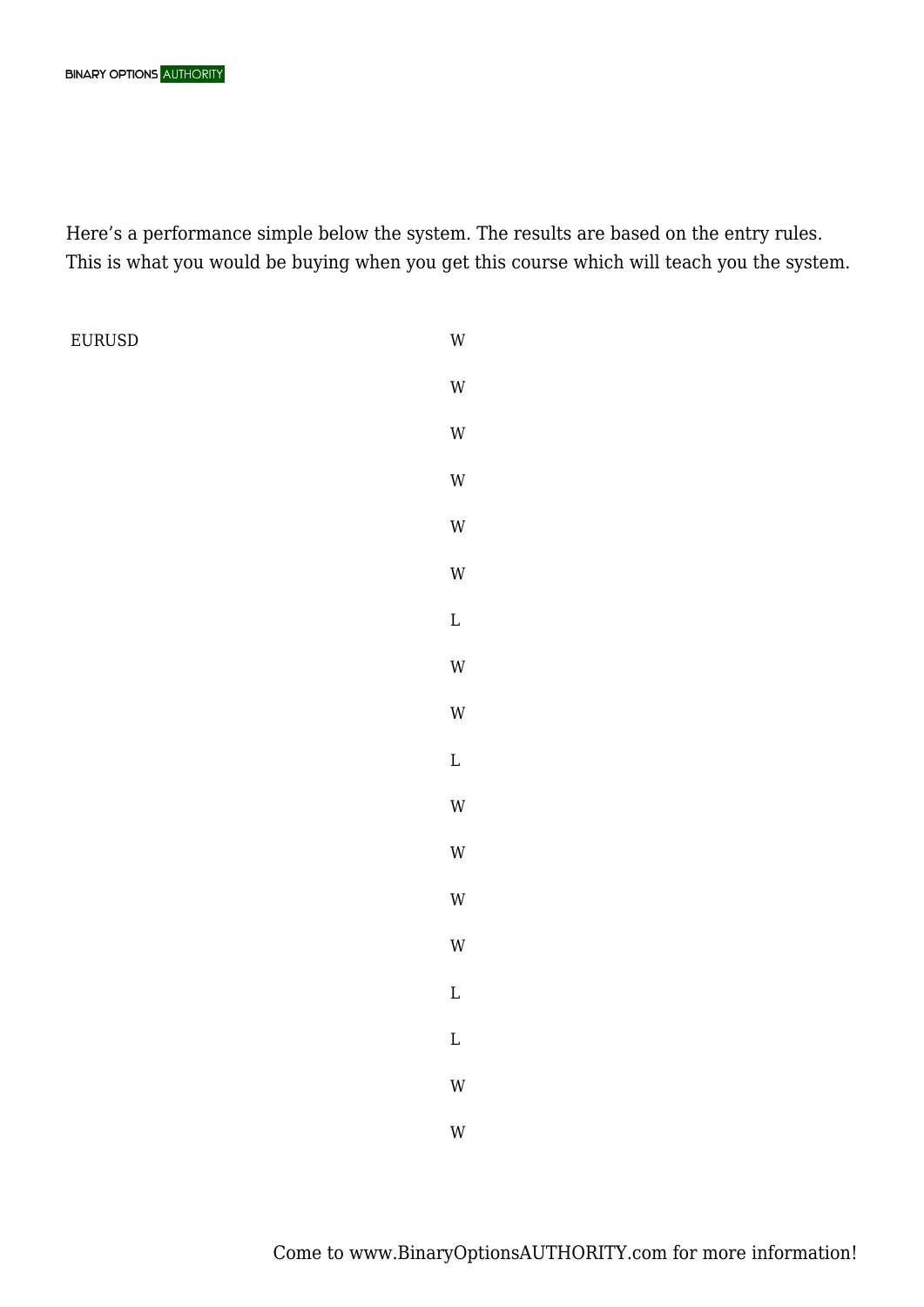Here’s a performance simple below the system. The results are based on the entry rules. This is what you would be buying when you get this course which will teach you the system.

| EURUSD | W |
| --- | --- |
| | W |
| | W |
| | W |
| | W |
| | W |
| | L |
| | W |
| | W |
| | L |
| | W |
| | W |
| | W |
| | W |
| | L |
| | L |
| | W |
| | W |

Come to www.BinaryOptionsAUTHORITY.com for more information!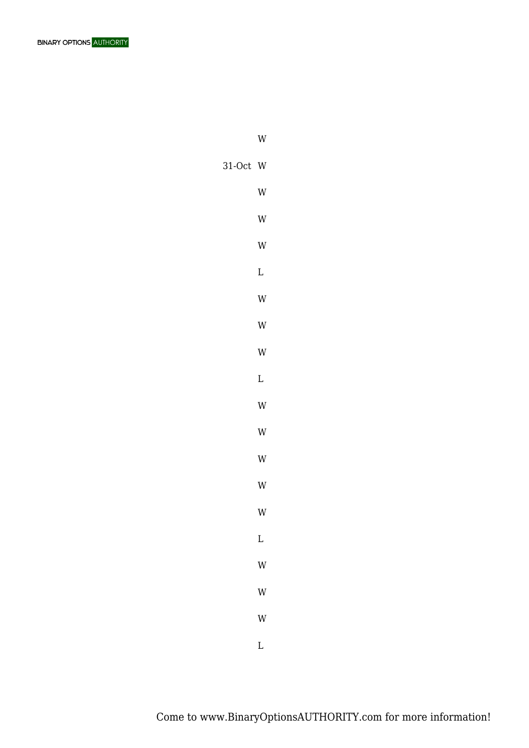| | |
|---|---|
| | W |
| 31-Oct | W |
| | W |
| | W |
| | W |
| | L |
| | W |
| | W |
| | W |
| | L |
| | W |
| | W |
| | W |
| | W |
| | W |
| | L |
| | W |
| | W |
| | W |
| | L |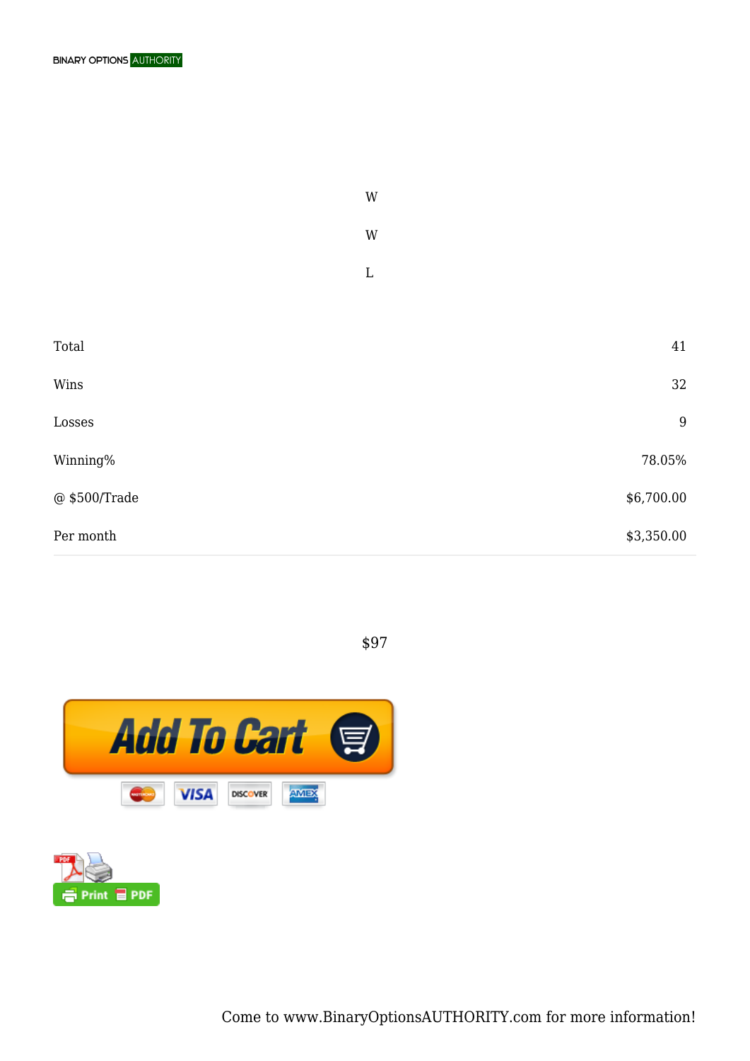W

W

L

| | |
|---|---|
| Total | 41 |
| Wins | 32 |
| Losses | 9 |
| Winning% | 78.05% |
| @ $500/Trade | $6,700.00 |
| Per month | $3,350.00 |

$97

Come to www.BinaryOptionsAUTHORITY.com for more information!